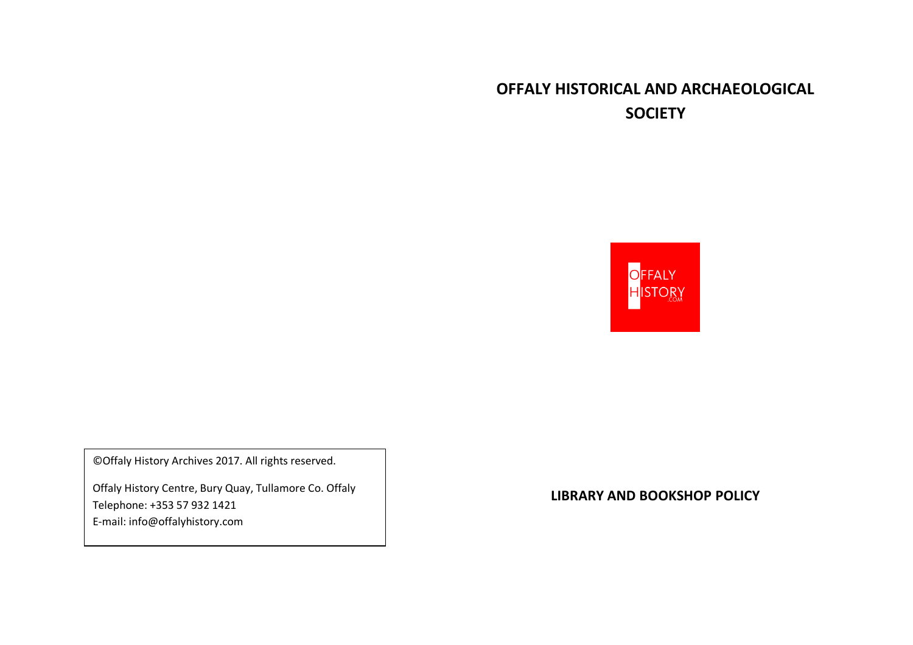# OFFALY HISTORICAL AND ARCHAEOLOGICAL SOCIETY

OFFALY HISTORY .COM

## LIBRARY AND BOOKSHOP POLICY

©Offaly History Archives 2017. All rights reserved.

Offaly History Centre, Bury Quay, Tullamore Co. Offaly
Telephone: +353 57 932 1421
E-mail: info@offalyhistory.com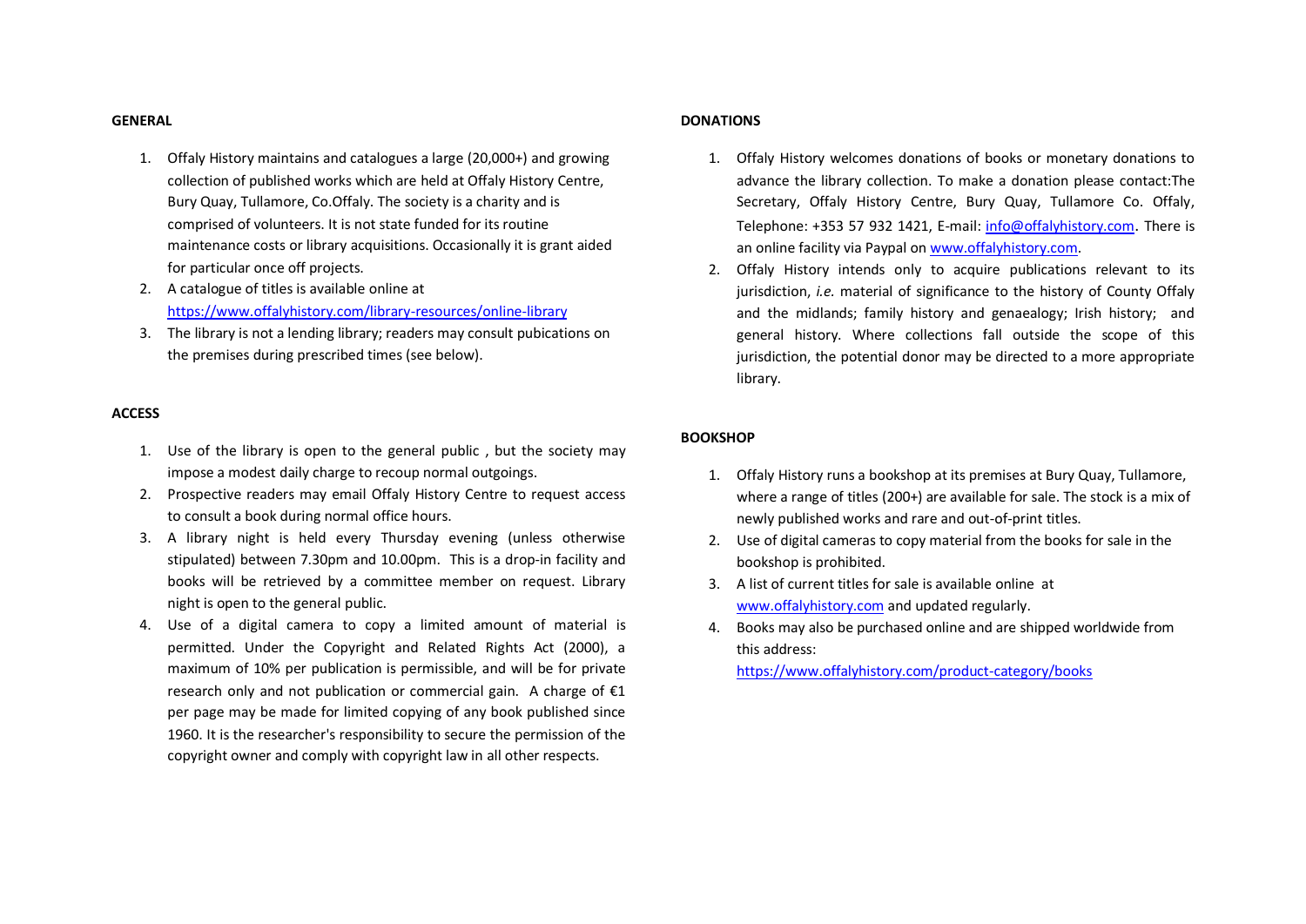## GENERAL

1. Offaly History maintains and catalogues a large (20,000+) and growing collection of published works which are held at Offaly History Centre, Bury Quay, Tullamore, Co.Offaly. The society is a charity and is comprised of volunteers. It is not state funded for its routine maintenance costs or library acquisitions. Occasionally it is grant aided for particular once off projects.
2. A catalogue of titles is available online at https://www.offalyhistory.com/library-resources/online-library
3. The library is not a lending library; readers may consult pubications on the premises during prescribed times (see below).

## ACCESS

1. Use of the library is open to the general public , but the society may impose a modest daily charge to recoup normal outgoings.
2. Prospective readers may email Offaly History Centre to request access to consult a book during normal office hours.
3. A library night is held every Thursday evening (unless otherwise stipulated) between 7.30pm and 10.00pm. This is a drop-in facility and books will be retrieved by a committee member on request. Library night is open to the general public.
4. Use of a digital camera to copy a limited amount of material is permitted. Under the Copyright and Related Rights Act (2000), a maximum of 10% per publication is permissible, and will be for private research only and not publication or commercial gain. A charge of €1 per page may be made for limited copying of any book published since 1960. It is the researcher's responsibility to secure the permission of the copyright owner and comply with copyright law in all other respects.

## DONATIONS

1. Offaly History welcomes donations of books or monetary donations to advance the library collection. To make a donation please contact:The Secretary, Offaly History Centre, Bury Quay, Tullamore Co. Offaly, Telephone: +353 57 932 1421, E-mail: info@offalyhistory.com. There is an online facility via Paypal on www.offalyhistory.com.
2. Offaly History intends only to acquire publications relevant to its jurisdiction, *i.e.* material of significance to the history of County Offaly and the midlands; family history and genaealogy; Irish history; and general history. Where collections fall outside the scope of this jurisdiction, the potential donor may be directed to a more appropriate library.

## BOOKSHOP

1. Offaly History runs a bookshop at its premises at Bury Quay, Tullamore, where a range of titles (200+) are available for sale. The stock is a mix of newly published works and rare and out-of-print titles.
2. Use of digital cameras to copy material from the books for sale in the bookshop is prohibited.
3. A list of current titles for sale is available online at www.offalyhistory.com and updated regularly.
4. Books may also be purchased online and are shipped worldwide from this address: https://www.offalyhistory.com/product-category/books